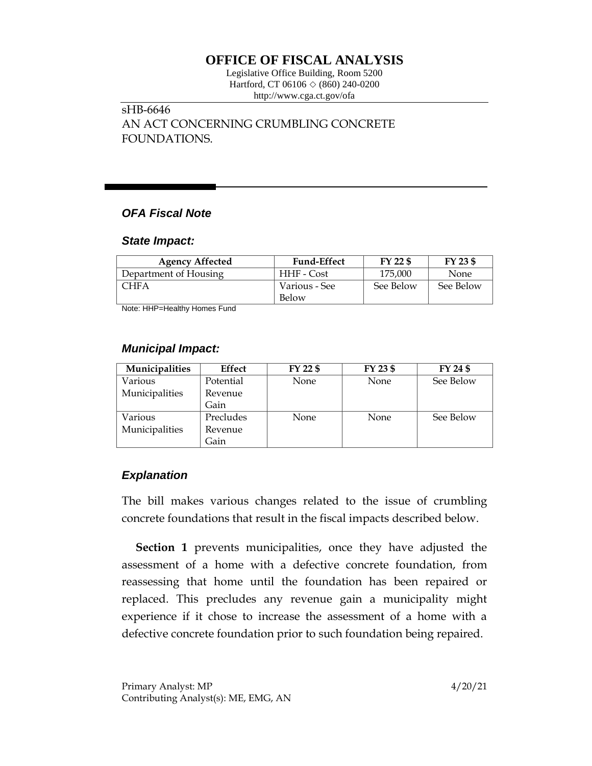# OFFICE OF FISCAL ANALYSIS

Legislative Office Building, Room 5200
Hartford, CT 06106 ◇ (860) 240-0200
http://www.cga.ct.gov/ofa

sHB-6646
AN ACT CONCERNING CRUMBLING CONCRETE FOUNDATIONS.

### *OFA Fiscal Note*

### *State Impact:*

| Agency Affected | Fund-Effect | FY 22 $ | FY 23 $ |
|---|---|---|---|
| Department of Housing | HHF - Cost | 175,000 | None |
| CHFA | Various - See Below | See Below | See Below |

Note: HHP=Healthy Homes Fund

### *Municipal Impact:*

| Municipalities | Effect | FY 22 $ | FY 23 $ | FY 24 $ |
|---|---|---|---|---|
| Various Municipalities | Potential Revenue Gain | None | None | See Below |
| Various Municipalities | Precludes Revenue Gain | None | None | See Below |

### *Explanation*

The bill makes various changes related to the issue of crumbling concrete foundations that result in the fiscal impacts described below.

**Section 1** prevents municipalities, once they have adjusted the assessment of a home with a defective concrete foundation, from reassessing that home until the foundation has been repaired or replaced. This precludes any revenue gain a municipality might experience if it chose to increase the assessment of a home with a defective concrete foundation prior to such foundation being repaired.

Primary Analyst: MP
Contributing Analyst(s): ME, EMG, AN

4/20/21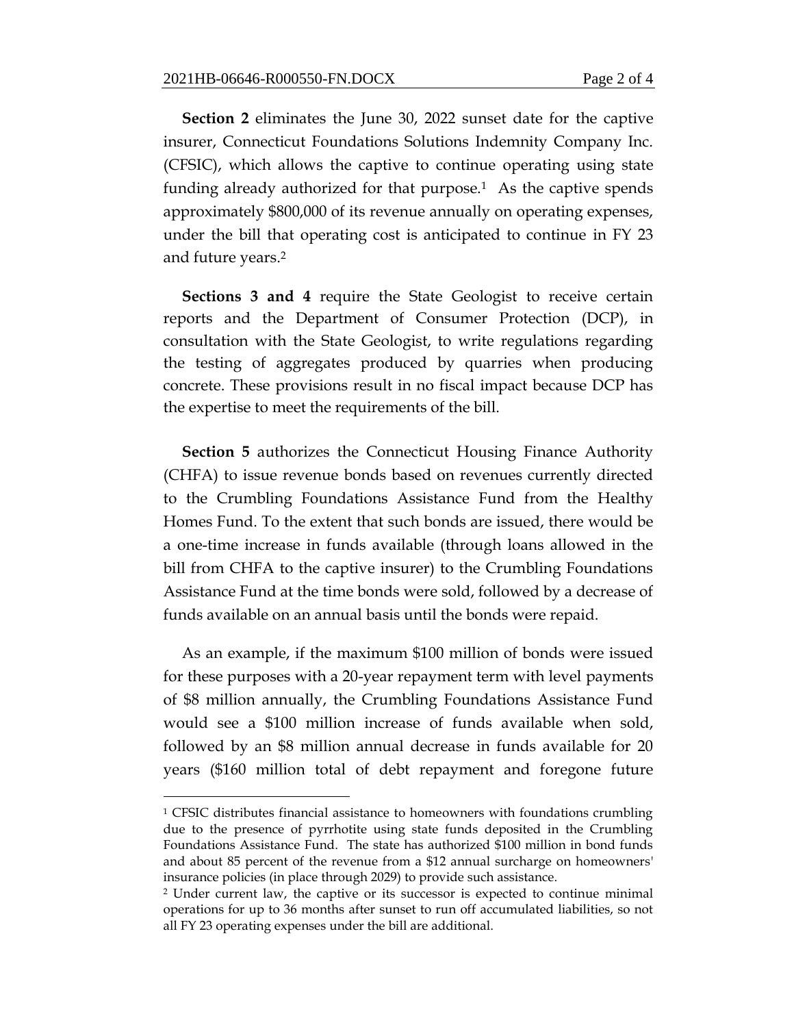**Section 2** eliminates the June 30, 2022 sunset date for the captive insurer, Connecticut Foundations Solutions Indemnity Company Inc. (CFSIC), which allows the captive to continue operating using state funding already authorized for that purpose.[1] As the captive spends approximately $800,000 of its revenue annually on operating expenses, under the bill that operating cost is anticipated to continue in FY 23 and future years.[2]

**Sections 3 and 4** require the State Geologist to receive certain reports and the Department of Consumer Protection (DCP), in consultation with the State Geologist, to write regulations regarding the testing of aggregates produced by quarries when producing concrete. These provisions result in no fiscal impact because DCP has the expertise to meet the requirements of the bill.

**Section 5** authorizes the Connecticut Housing Finance Authority (CHFA) to issue revenue bonds based on revenues currently directed to the Crumbling Foundations Assistance Fund from the Healthy Homes Fund. To the extent that such bonds are issued, there would be a one-time increase in funds available (through loans allowed in the bill from CHFA to the captive insurer) to the Crumbling Foundations Assistance Fund at the time bonds were sold, followed by a decrease of funds available on an annual basis until the bonds were repaid.

As an example, if the maximum $100 million of bonds were issued for these purposes with a 20-year repayment term with level payments of $8 million annually, the Crumbling Foundations Assistance Fund would see a $100 million increase of funds available when sold, followed by an $8 million annual decrease in funds available for 20 years ($160 million total of debt repayment and foregone future

---

[1] CFSIC distributes financial assistance to homeowners with foundations crumbling due to the presence of pyrrhotite using state funds deposited in the Crumbling Foundations Assistance Fund. The state has authorized $100 million in bond funds and about 85 percent of the revenue from a $12 annual surcharge on homeowners' insurance policies (in place through 2029) to provide such assistance.

[2] Under current law, the captive or its successor is expected to continue minimal operations for up to 36 months after sunset to run off accumulated liabilities, so not all FY 23 operating expenses under the bill are additional.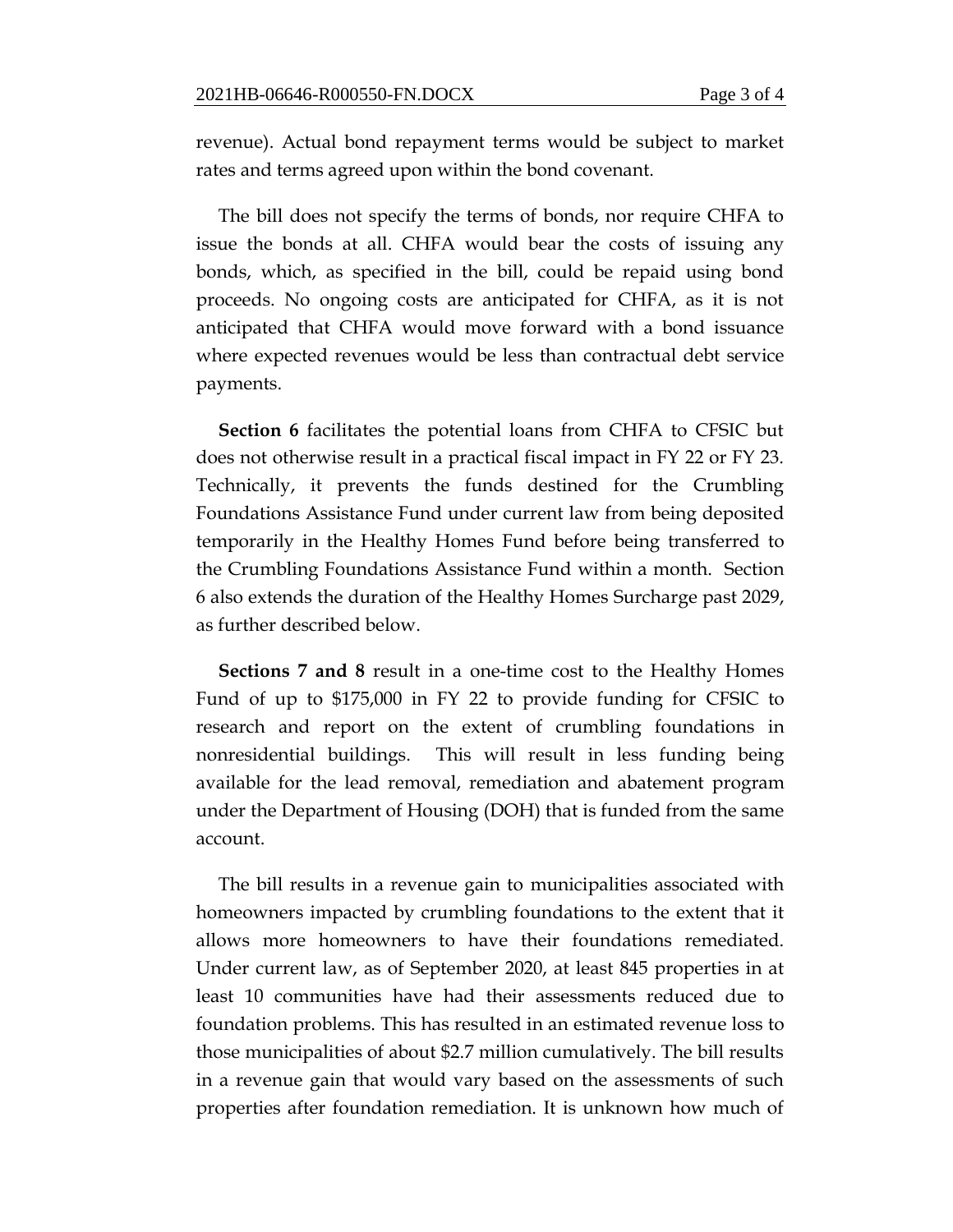revenue). Actual bond repayment terms would be subject to market rates and terms agreed upon within the bond covenant.

The bill does not specify the terms of bonds, nor require CHFA to issue the bonds at all. CHFA would bear the costs of issuing any bonds, which, as specified in the bill, could be repaid using bond proceeds. No ongoing costs are anticipated for CHFA, as it is not anticipated that CHFA would move forward with a bond issuance where expected revenues would be less than contractual debt service payments.

**Section 6** facilitates the potential loans from CHFA to CFSIC but does not otherwise result in a practical fiscal impact in FY 22 or FY 23. Technically, it prevents the funds destined for the Crumbling Foundations Assistance Fund under current law from being deposited temporarily in the Healthy Homes Fund before being transferred to the Crumbling Foundations Assistance Fund within a month. Section 6 also extends the duration of the Healthy Homes Surcharge past 2029, as further described below.

**Sections 7 and 8** result in a one-time cost to the Healthy Homes Fund of up to $175,000 in FY 22 to provide funding for CFSIC to research and report on the extent of crumbling foundations in nonresidential buildings. This will result in less funding being available for the lead removal, remediation and abatement program under the Department of Housing (DOH) that is funded from the same account.

The bill results in a revenue gain to municipalities associated with homeowners impacted by crumbling foundations to the extent that it allows more homeowners to have their foundations remediated. Under current law, as of September 2020, at least 845 properties in at least 10 communities have had their assessments reduced due to foundation problems. This has resulted in an estimated revenue loss to those municipalities of about $2.7 million cumulatively. The bill results in a revenue gain that would vary based on the assessments of such properties after foundation remediation. It is unknown how much of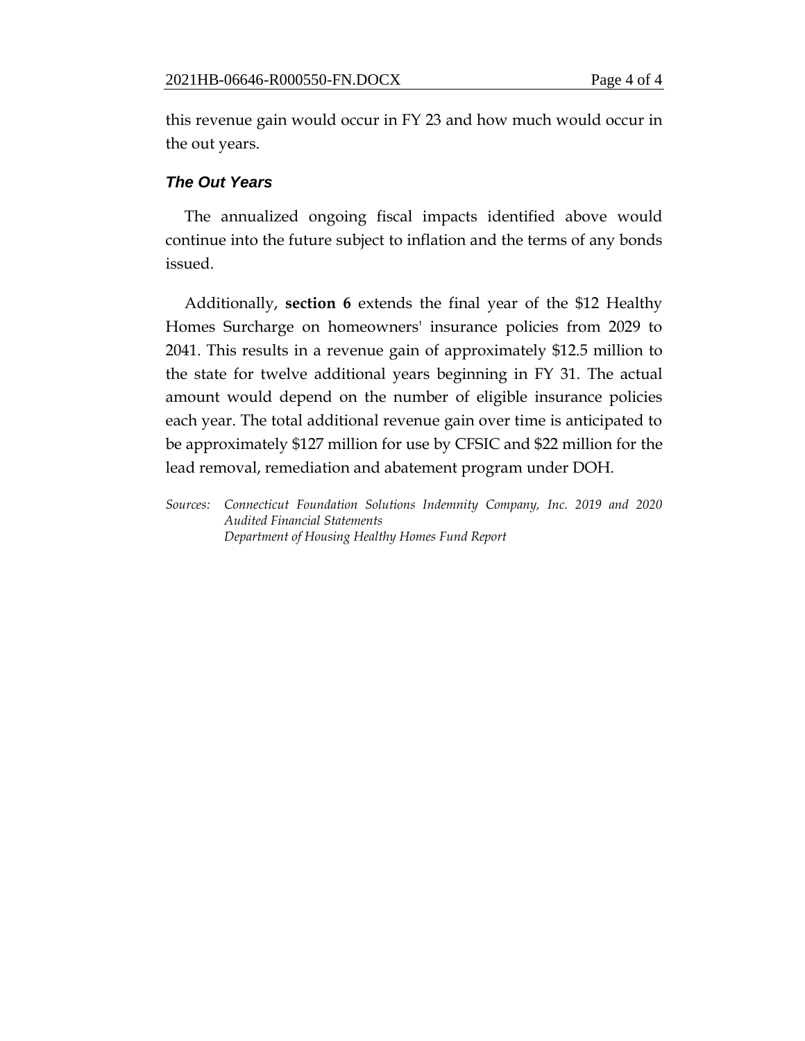this revenue gain would occur in FY 23 and how much would occur in the out years.

### *The Out Years*

The annualized ongoing fiscal impacts identified above would continue into the future subject to inflation and the terms of any bonds issued.

Additionally, **section 6** extends the final year of the $12 Healthy Homes Surcharge on homeowners' insurance policies from 2029 to 2041. This results in a revenue gain of approximately $12.5 million to the state for twelve additional years beginning in FY 31. The actual amount would depend on the number of eligible insurance policies each year. The total additional revenue gain over time is anticipated to be approximately $127 million for use by CFSIC and $22 million for the lead removal, remediation and abatement program under DOH.

*Sources: Connecticut Foundation Solutions Indemnity Company, Inc. 2019 and 2020 Audited Financial Statements*
*Department of Housing Healthy Homes Fund Report*